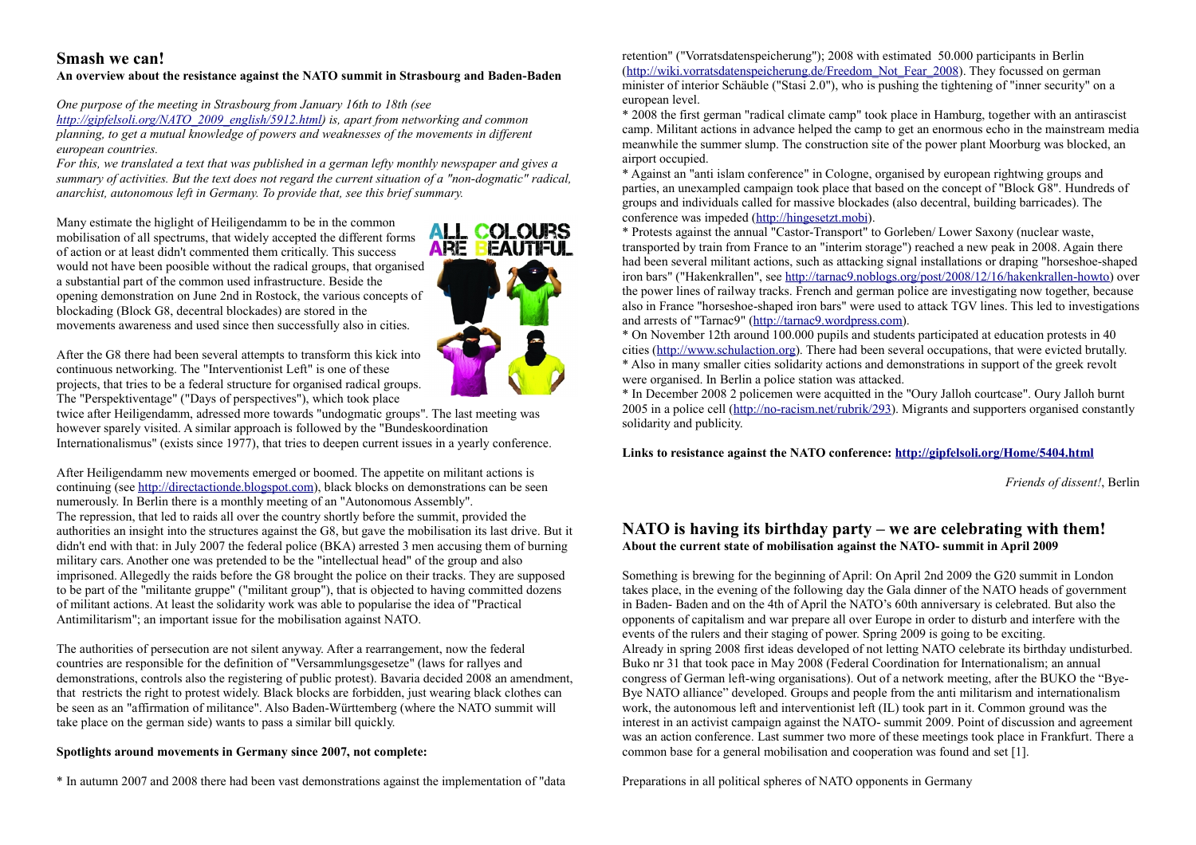## Smash we can!

**An overview about the resistance against the NATO summit in Strasbourg and Baden-Baden**

*One purpose of the meeting in Strasbourg from January 16th to 18th (see http://gipfelsoli.org/NATO_2009_english/5912.html) is, apart from networking and common planning, to get a mutual knowledge of powers and weaknesses of the movements in different european countries.*

*For this, we translated a text that was published in a german lefty monthly newspaper and gives a summary of activities. But the text does not regard the current situation of a "non-dogmatic" radical, anarchist, autonomous left in Germany. To provide that, see this brief summary.*

Many estimate the higlight of Heiligendamm to be in the common mobilisation of all spectrums, that widely accepted the different forms of action or at least didn't commented them critically. This success would not have been poosible without the radical groups, that organised a substantial part of the common used infrastructure. Beside the opening demonstration on June 2nd in Rostock, the various concepts of blockading (Block G8, decentral blockades) are stored in the movements awareness and used since then successfully also in cities.

After the G8 there had been several attempts to transform this kick into continuous networking. The "Interventionist Left" is one of these projects, that tries to be a federal structure for organised radical groups. The "Perspektiventage" ("Days of perspectives"), which took place twice after Heiligendamm, adressed more towards "undogmatic groups". The last meeting was however sparely visited. A similar approach is followed by the "Bundeskoordination Internationalismus" (exists since 1977), that tries to deepen current issues in a yearly conference.

After Heiligendamm new movements emerged or boomed. The appetite on militant actions is continuing (see http://directactionde.blogspot.com), black blocks on demonstrations can be seen numerously. In Berlin there is a monthly meeting of an "Autonomous Assembly".

The repression, that led to raids all over the country shortly before the summit, provided the authorities an insight into the structures against the G8, but gave the mobilisation its last drive. But it didn't end with that: in July 2007 the federal police (BKA) arrested 3 men accusing them of burning military cars. Another one was pretended to be the "intellectual head" of the group and also imprisoned. Allegedly the raids before the G8 brought the police on their tracks. They are supposed to be part of the "militante gruppe" ("militant group"), that is objected to having committed dozens of militant actions. At least the solidarity work was able to popularise the idea of "Practical Antimilitarism"; an important issue for the mobilisation against NATO.

The authorities of persecution are not silent anyway. After a rearrangement, now the federal countries are responsible for the definition of "Versammlungsgesetze" (laws for rallyes and demonstrations, controls also the registering of public protest). Bavaria decided 2008 an amendment, that restricts the right to protest widely. Black blocks are forbidden, just wearing black clothes can be seen as an "affirmation of militance". Also Baden-Württemberg (where the NATO summit will take place on the german side) wants to pass a similar bill quickly.

**Spotlights around movements in Germany since 2007, not complete:**

* In autumn 2007 and 2008 there had been vast demonstrations against the implementation of "data retention" ("Vorratsdatenspeicherung"); 2008 with estimated 50.000 participants in Berlin (http://wiki.vorratsdatenspeicherung.de/Freedom_Not_Fear_2008). They focussed on german minister of interior Schäuble ("Stasi 2.0"), who is pushing the tightening of "inner security" on a european level.
* 2008 the first german "radical climate camp" took place in Hamburg, together with an antirascist camp. Militant actions in advance helped the camp to get an enormous echo in the mainstream media meanwhile the summer slump. The construction site of the power plant Moorburg was blocked, an airport occupied.
* Against an "anti islam conference" in Cologne, organised by european rightwing groups and parties, an unexampled campaign took place that based on the concept of "Block G8". Hundreds of groups and individuals called for massive blockades (also decentral, building barricades). The conference was impeded (http://hingesetzt.mobi).
* Protests against the annual "Castor-Transport" to Gorleben/ Lower Saxony (nuclear waste, transported by train from France to an "interim storage") reached a new peak in 2008. Again there had been several militant actions, such as attacking signal installations or draping "horseshoe-shaped iron bars" ("Hakenkrallen", see http://tarnac9.noblogs.org/post/2008/12/16/hakenkrallen-howto) over the power lines of railway tracks. French and german police are investigating now together, because also in France "horseshoe-shaped iron bars" were used to attack TGV lines. This led to investigations and arrests of "Tarnac9" (http://tarnac9.wordpress.com).
* On November 12th around 100.000 pupils and students participated at education protests in 40 cities (http://www.schulaction.org). There had been several occupations, that were evicted brutally.
* Also in many smaller cities solidarity actions and demonstrations in support of the greek revolt were organised. In Berlin a police station was attacked.
* In December 2008 2 policemen were acquitted in the "Oury Jalloh courtcase". Oury Jalloh burnt 2005 in a police cell (http://no-racism.net/rubrik/293). Migrants and supporters organised constantly solidarity and publicity.

**Links to resistance against the NATO conference: http://gipfelsoli.org/Home/5404.html**

*Friends of dissent!*, Berlin

## NATO is having its birthday party – we are celebrating with them!

**About the current state of mobilisation against the NATO- summit in April 2009**

Something is brewing for the beginning of April: On April 2nd 2009 the G20 summit in London takes place, in the evening of the following day the Gala dinner of the NATO heads of government in Baden- Baden and on the 4th of April the NATO's 60th anniversary is celebrated. But also the opponents of capitalism and war prepare all over Europe in order to disturb and interfere with the events of the rulers and their staging of power. Spring 2009 is going to be exciting.

Already in spring 2008 first ideas developed of not letting NATO celebrate its birthday undisturbed. Buko nr 31 that took pace in May 2008 (Federal Coordination for Internationalism; an annual congress of German left-wing organisations). Out of a network meeting, after the BUKO the "Bye-Bye NATO alliance" developed. Groups and people from the anti militarism and internationalism work, the autonomous left and interventionist left (IL) took part in it. Common ground was the interest in an activist campaign against the NATO- summit 2009. Point of discussion and agreement was an action conference. Last summer two more of these meetings took place in Frankfurt. There a common base for a general mobilisation and cooperation was found and set [1].

Preparations in all political spheres of NATO opponents in Germany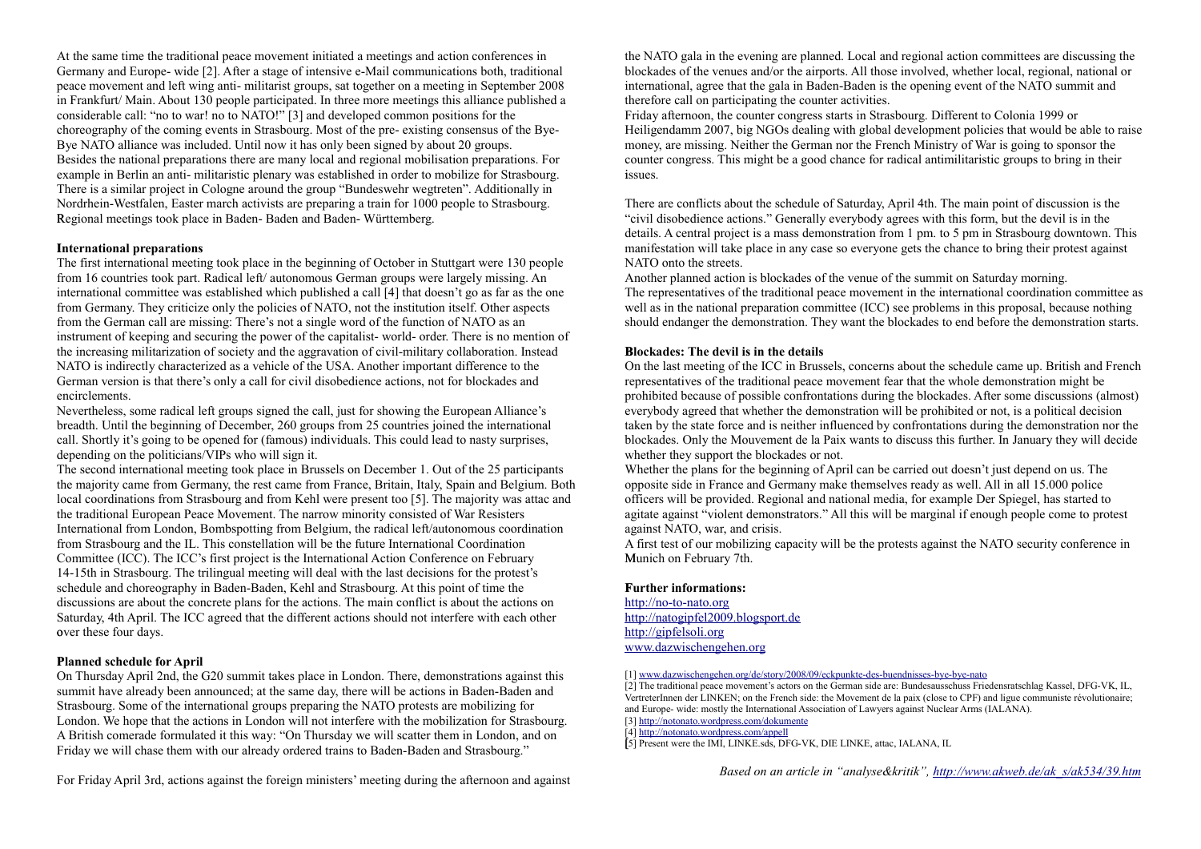At the same time the traditional peace movement initiated a meetings and action conferences in Germany and Europe- wide [2]. After a stage of intensive e-Mail communications both, traditional peace movement and left wing anti- militarist groups, sat together on a meeting in September 2008 in Frankfurt/ Main. About 130 people participated. In three more meetings this alliance published a considerable call: "no to war! no to NATO!" [3] and developed common positions for the choreography of the coming events in Strasbourg. Most of the pre- existing consensus of the Bye-Bye NATO alliance was included. Until now it has only been signed by about 20 groups.
Besides the national preparations there are many local and regional mobilisation preparations. For example in Berlin an anti- militaristic plenary was established in order to mobilize for Strasbourg. There is a similar project in Cologne around the group "Bundeswehr wegtreten". Additionally in Nordrhein-Westfalen, Easter march activists are preparing a train for 1000 people to Strasbourg. Regional meetings took place in Baden- Baden and Baden- Württemberg.

**International preparations**

The first international meeting took place in the beginning of October in Stuttgart were 130 people from 16 countries took part. Radical left/ autonomous German groups were largely missing. An international committee was established which published a call [4] that doesn't go as far as the one from Germany. They criticize only the policies of NATO, not the institution itself. Other aspects from the German call are missing: There's not a single word of the function of NATO as an instrument of keeping and securing the power of the capitalist- world- order. There is no mention of the increasing militarization of society and the aggravation of civil-military collaboration. Instead NATO is indirectly characterized as a vehicle of the USA. Another important difference to the German version is that there's only a call for civil disobedience actions, not for blockades and encirclements.
Nevertheless, some radical left groups signed the call, just for showing the European Alliance's breadth. Until the beginning of December, 260 groups from 25 countries joined the international call. Shortly it's going to be opened for (famous) individuals. This could lead to nasty surprises, depending on the politicians/VIPs who will sign it.
The second international meeting took place in Brussels on December 1. Out of the 25 participants the majority came from Germany, the rest came from France, Britain, Italy, Spain and Belgium. Both local coordinations from Strasbourg and from Kehl were present too [5]. The majority was attac and the traditional European Peace Movement. The narrow minority consisted of War Resisters International from London, Bombspotting from Belgium, the radical left/autonomous coordination from Strasbourg and the IL. This constellation will be the future International Coordination Committee (ICC). The ICC's first project is the International Action Conference on February 14-15th in Strasbourg. The trilingual meeting will deal with the last decisions for the protest's schedule and choreography in Baden-Baden, Kehl and Strasbourg. At this point of time the discussions are about the concrete plans for the actions. The main conflict is about the actions on Saturday, 4th April. The ICC agreed that the different actions should not interfere with each other over these four days.

**Planned schedule for April**

On Thursday April 2nd, the G20 summit takes place in London. There, demonstrations against this summit have already been announced; at the same day, there will be actions in Baden-Baden and Strasbourg. Some of the international groups preparing the NATO protests are mobilizing for London. We hope that the actions in London will not interfere with the mobilization for Strasbourg. A British comerade formulated it this way: "On Thursday we will scatter them in London, and on Friday we will chase them with our already ordered trains to Baden-Baden and Strasbourg."

For Friday April 3rd, actions against the foreign ministers' meeting during the afternoon and against the NATO gala in the evening are planned. Local and regional action committees are discussing the blockades of the venues and/or the airports. All those involved, whether local, regional, national or international, agree that the gala in Baden-Baden is the opening event of the NATO summit and therefore call on participating the counter activities.
Friday afternoon, the counter congress starts in Strasbourg. Different to Colonia 1999 or Heiligendamm 2007, big NGOs dealing with global development policies that would be able to raise money, are missing. Neither the German nor the French Ministry of War is going to sponsor the counter congress. This might be a good chance for radical antimilitaristic groups to bring in their issues.

There are conflicts about the schedule of Saturday, April 4th. The main point of discussion is the "civil disobedience actions." Generally everybody agrees with this form, but the devil is in the details. A central project is a mass demonstration from 1 pm. to 5 pm in Strasbourg downtown. This manifestation will take place in any case so everyone gets the chance to bring their protest against NATO onto the streets.
Another planned action is blockades of the venue of the summit on Saturday morning.
The representatives of the traditional peace movement in the international coordination committee as well as in the national preparation committee (ICC) see problems in this proposal, because nothing should endanger the demonstration. They want the blockades to end before the demonstration starts.

**Blockades: The devil is in the details**

On the last meeting of the ICC in Brussels, concerns about the schedule came up. British and French representatives of the traditional peace movement fear that the whole demonstration might be prohibited because of possible confrontations during the blockades. After some discussions (almost) everybody agreed that whether the demonstration will be prohibited or not, is a political decision taken by the state force and is neither influenced by confrontations during the demonstration nor the blockades. Only the Mouvement de la Paix wants to discuss this further. In January they will decide whether they support the blockades or not.
Whether the plans for the beginning of April can be carried out doesn't just depend on us. The opposite side in France and Germany make themselves ready as well. All in all 15.000 police officers will be provided. Regional and national media, for example Der Spiegel, has started to agitate against "violent demonstrators." All this will be marginal if enough people come to protest against NATO, war, and crisis.
A first test of our mobilizing capacity will be the protests against the NATO security conference in Munich on February 7th.

**Further informations:**

http://no-to-nato.org
http://natogipfel2009.blogsport.de
http://gipfelsoli.org
www.dazwischengehen.org

[1] www.dazwischengehen.org/de/story/2008/09/eckpunkte-des-buendnisses-bye-bye-nato
[2] The traditional peace movement's actors on the German side are: Bundesausschuss Friedensratschlag Kassel, DFG-VK, IL, VertreterInnen der LINKEN; on the French side: the Movement de la paix (close to CPF) and ligue communiste révolutionaire; and Europe- wide: mostly the International Association of Lawyers against Nuclear Arms (IALANA).
[3] http://notonato.wordpress.com/dokumente
[4] http://notonato.wordpress.com/appell
[5] Present were the IMI, LINKE.sds, DFG-VK, DIE LINKE, attac, IALANA, IL

*Based on an article in "analyse&kritik", http://www.akweb.de/ak_s/ak534/39.htm*